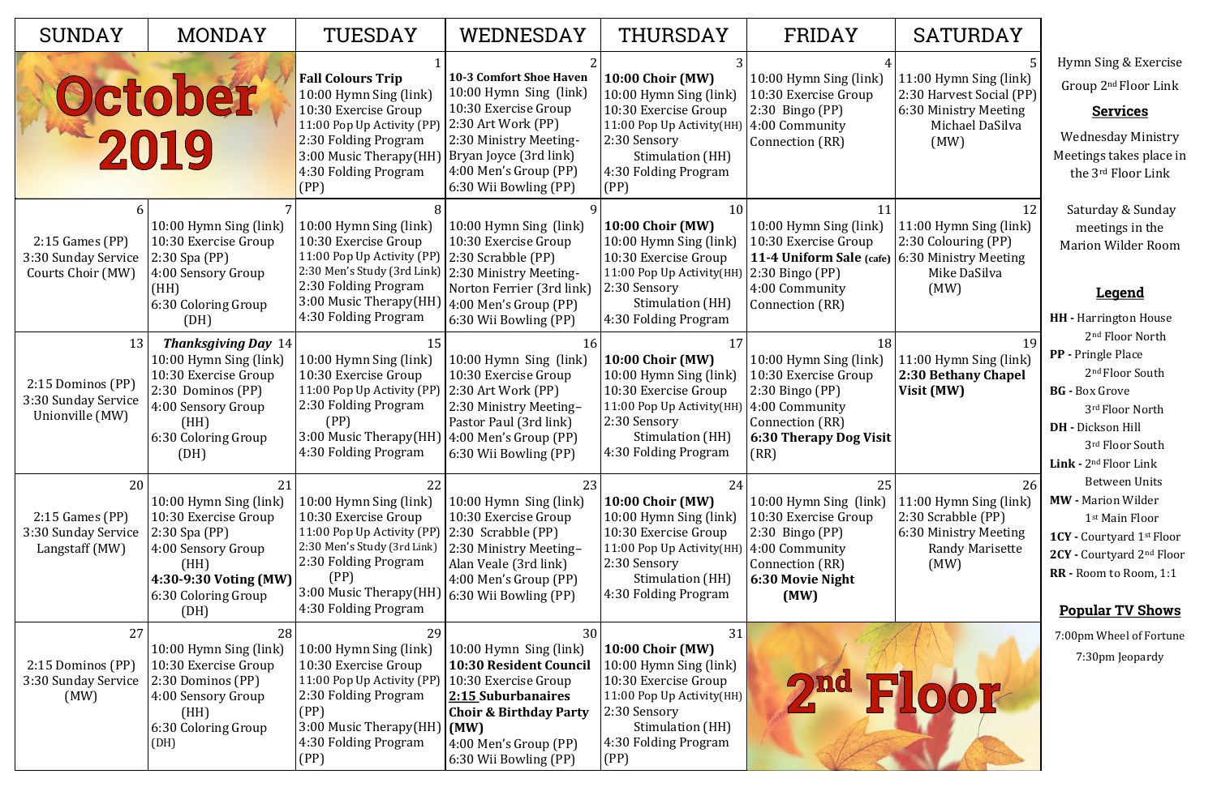# October 2019

| SUNDAY | MONDAY | TUESDAY | WEDNESDAY | THURSDAY | FRIDAY | SATURDAY |
|---|---|---|---|---|---|---|
| | | 1<br>**Fall Colours Trip**<br>10:00 Hymn Sing (link)<br>10:30 Exercise Group<br>11:00 Pop Up Activity (PP)<br>2:30 Folding Program<br>3:00 Music Therapy(HH)<br>4:30 Folding Program (PP) | 2<br>**10-3 Comfort Shoe Haven**<br>10:00 Hymn Sing (link)<br>10:30 Exercise Group<br>2:30 Art Work (PP)<br>2:30 Ministry Meeting- Bryan Joyce (3rd link)<br>4:00 Men's Group (PP)<br>6:30 Wii Bowling (PP) | 3<br>**10:00 Choir (MW)**<br>10:00 Hymn Sing (link)<br>10:30 Exercise Group<br>11:00 Pop Up Activity(HH)<br>2:30 Sensory Stimulation (HH)<br>4:30 Folding Program (PP) | 4<br>10:00 Hymn Sing (link)<br>10:30 Exercise Group<br>2:30 Bingo (PP)<br>4:00 Community Connection (RR) | 5<br>11:00 Hymn Sing (link)<br>2:30 Harvest Social (PP)<br>6:30 Ministry Meeting Michael DaSilva (MW) |
| 6<br>2:15 Games (PP)<br>3:30 Sunday Service Courts Choir (MW) | 7<br>10:00 Hymn Sing (link)<br>10:30 Exercise Group<br>2:30 Spa (PP)<br>4:00 Sensory Group (HH)<br>6:30 Coloring Group (DH) | 8<br>10:00 Hymn Sing (link)<br>10:30 Exercise Group<br>11:00 Pop Up Activity (PP)<br>2:30 Men's Study (3rd Link)<br>2:30 Folding Program<br>3:00 Music Therapy(HH)<br>4:30 Folding Program | 9<br>10:00 Hymn Sing (link)<br>10:30 Exercise Group<br>2:30 Scrabble (PP)<br>2:30 Ministry Meeting- Norton Ferrier (3rd link)<br>4:00 Men's Group (PP)<br>6:30 Wii Bowling (PP) | 10<br>**10:00 Choir (MW)**<br>10:00 Hymn Sing (link)<br>10:30 Exercise Group<br>11:00 Pop Up Activity(HH)<br>2:30 Sensory Stimulation (HH)<br>4:30 Folding Program | 11<br>10:00 Hymn Sing (link)<br>10:30 Exercise Group<br>**11-4 Uniform Sale (cafe)**<br>2:30 Bingo (PP)<br>4:00 Community Connection (RR) | 12<br>11:00 Hymn Sing (link)<br>2:30 Colouring (PP)<br>6:30 Ministry Meeting Mike DaSilva (MW) |
| 13<br>2:15 Dominos (PP)<br>3:30 Sunday Service Unionville (MW) | 14<br>***Thanksgiving Day***<br>10:00 Hymn Sing (link)<br>10:30 Exercise Group<br>2:30 Dominos (PP)<br>4:00 Sensory Group (HH)<br>6:30 Coloring Group (DH) | 15<br>10:00 Hymn Sing (link)<br>10:30 Exercise Group<br>11:00 Pop Up Activity (PP)<br>2:30 Folding Program (PP)<br>3:00 Music Therapy(HH)<br>4:30 Folding Program | 16<br>10:00 Hymn Sing (link)<br>10:30 Exercise Group<br>2:30 Art Work (PP)<br>2:30 Ministry Meeting– Pastor Paul (3rd link)<br>4:00 Men's Group (PP)<br>6:30 Wii Bowling (PP) | 17<br>**10:00 Choir (MW)**<br>10:00 Hymn Sing (link)<br>10:30 Exercise Group<br>11:00 Pop Up Activity(HH)<br>2:30 Sensory Stimulation (HH)<br>4:30 Folding Program | 18<br>10:00 Hymn Sing (link)<br>10:30 Exercise Group<br>2:30 Bingo (PP)<br>4:00 Community Connection (RR)<br>**6:30 Therapy Dog Visit** (RR) | 19<br>11:00 Hymn Sing (link)<br>**2:30 Bethany Chapel Visit (MW)** |
| 20<br>2:15 Games (PP)<br>3:30 Sunday Service Langstaff (MW) | 21<br>10:00 Hymn Sing (link)<br>10:30 Exercise Group<br>2:30 Spa (PP)<br>4:00 Sensory Group (HH)<br>**4:30-9:30 Voting (MW)**<br>6:30 Coloring Group (DH) | 22<br>10:00 Hymn Sing (link)<br>10:30 Exercise Group<br>11:00 Pop Up Activity (PP)<br>2:30 Men's Study (3rd Link)<br>2:30 Folding Program (PP)<br>3:00 Music Therapy(HH)<br>4:30 Folding Program | 23<br>10:00 Hymn Sing (link)<br>10:30 Exercise Group<br>2:30 Scrabble (PP)<br>2:30 Ministry Meeting– Alan Veale (3rd link)<br>4:00 Men's Group (PP)<br>6:30 Wii Bowling (PP) | 24<br>**10:00 Choir (MW)**<br>10:00 Hymn Sing (link)<br>10:30 Exercise Group<br>11:00 Pop Up Activity(HH)<br>2:30 Sensory Stimulation (HH)<br>4:30 Folding Program | 25<br>10:00 Hymn Sing (link)<br>10:30 Exercise Group<br>2:30 Bingo (PP)<br>4:00 Community Connection (RR)<br>**6:30 Movie Night (MW)** | 26<br>11:00 Hymn Sing (link)<br>2:30 Scrabble (PP)<br>6:30 Ministry Meeting Randy Marisette (MW) |
| 27<br>2:15 Dominos (PP)<br>3:30 Sunday Service (MW) | 28<br>10:00 Hymn Sing (link)<br>10:30 Exercise Group<br>2:30 Dominos (PP)<br>4:00 Sensory Group (HH)<br>6:30 Coloring Group (DH) | 29<br>10:00 Hymn Sing (link)<br>10:30 Exercise Group<br>11:00 Pop Up Activity (PP)<br>2:30 Folding Program (PP)<br>3:00 Music Therapy(HH)<br>4:30 Folding Program (PP) | 30<br>10:00 Hymn Sing (link)<br>**10:30 Resident Council**<br>10:30 Exercise Group<br>**2:15 Suburbanaires Choir & Birthday Party (MW)**<br>4:00 Men's Group (PP)<br>6:30 Wii Bowling (PP) | 31<br>**10:00 Choir (MW)**<br>10:00 Hymn Sing (link)<br>10:30 Exercise Group<br>11:00 Pop Up Activity(HH)<br>2:30 Sensory Stimulation (HH)<br>4:30 Folding Program (PP) | **2nd Floor** | |

Hymn Sing & Exercise Group 2nd Floor Link

**Services**

Wednesday Ministry Meetings takes place in the 3rd Floor Link

Saturday & Sunday meetings in the Marion Wilder Room

**Legend**

**HH -** Harrington House 2nd Floor North
**PP -** Pringle Place 2nd Floor South
**BG -** Box Grove 3rd Floor North
**DH -** Dickson Hill 3rd Floor South
**Link -** 2nd Floor Link Between Units
**MW -** Marion Wilder 1st Main Floor
**1CY -** Courtyard 1st Floor
**2CY -** Courtyard 2nd Floor
**RR -** Room to Room, 1:1

**Popular TV Shows**

7:00pm Wheel of Fortune
7:30pm Jeopardy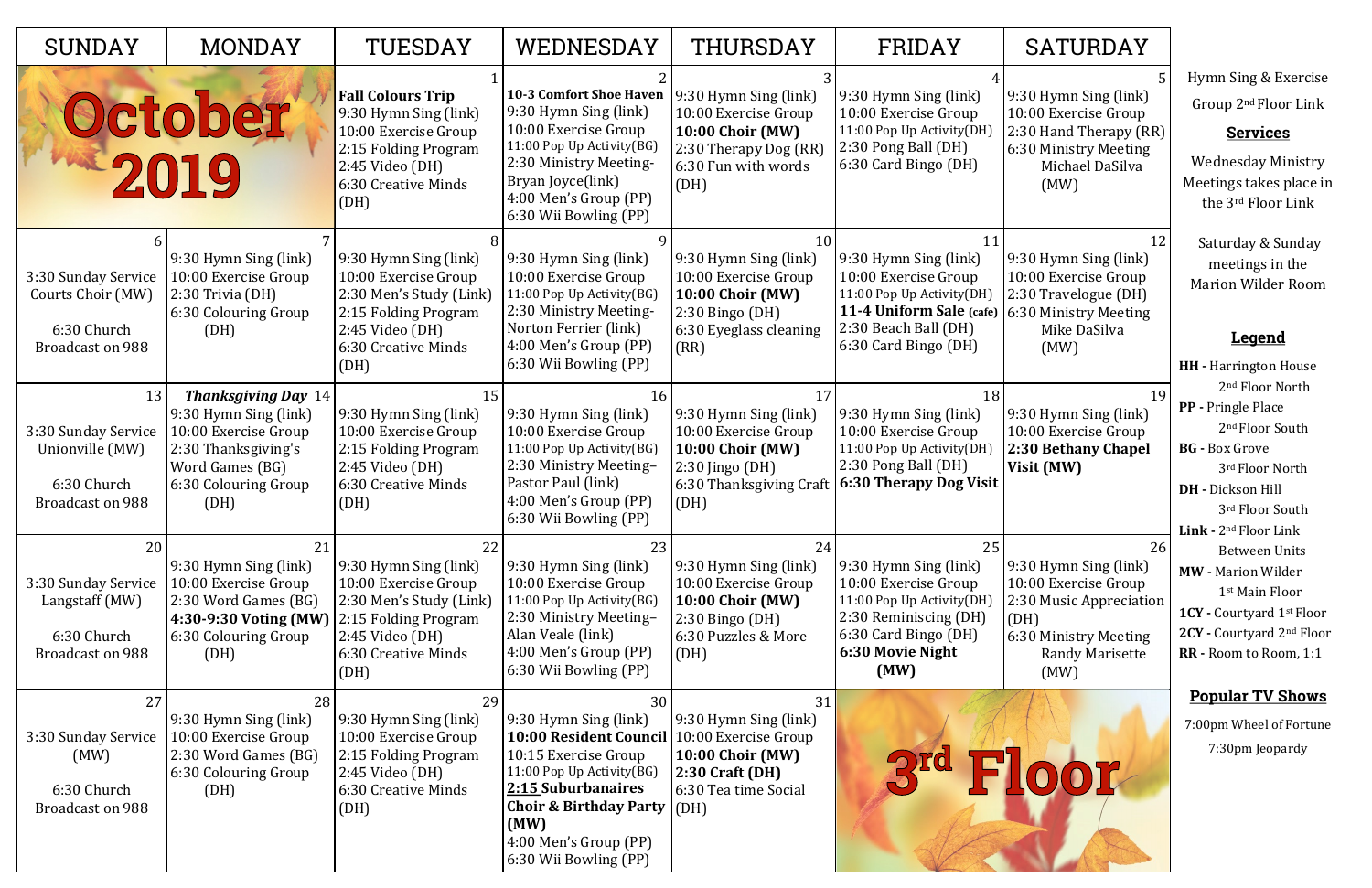| SUNDAY | MONDAY | TUESDAY | WEDNESDAY | THURSDAY | FRIDAY | SATURDAY |
|---|---|---|---|---|---|---|
| **October 2019** | | 1<br>**Fall Colours Trip**<br>9:30 Hymn Sing (link)<br>10:00 Exercise Group<br>2:15 Folding Program<br>2:45 Video (DH)<br>6:30 Creative Minds (DH) | 2<br>**10-3 Comfort Shoe Haven**<br>9:30 Hymn Sing (link)<br>10:00 Exercise Group<br>11:00 Pop Up Activity(BG)<br>2:30 Ministry Meeting-Bryan Joyce(link)<br>4:00 Men's Group (PP)<br>6:30 Wii Bowling (PP) | 3<br>9:30 Hymn Sing (link)<br>10:00 Exercise Group<br>**10:00 Choir (MW)**<br>2:30 Therapy Dog (RR)<br>6:30 Fun with words (DH) | 4<br>9:30 Hymn Sing (link)<br>10:00 Exercise Group<br>11:00 Pop Up Activity(DH)<br>2:30 Pong Ball (DH)<br>6:30 Card Bingo (DH) | 5<br>9:30 Hymn Sing (link)<br>10:00 Exercise Group<br>2:30 Hand Therapy (RR)<br>6:30 Ministry Meeting Michael DaSilva (MW) |
| 6<br>3:30 Sunday Service Courts Choir (MW)<br>6:30 Church Broadcast on 988 | 7<br>9:30 Hymn Sing (link)<br>10:00 Exercise Group<br>2:30 Trivia (DH)<br>6:30 Colouring Group (DH) | 8<br>9:30 Hymn Sing (link)<br>10:00 Exercise Group<br>2:30 Men's Study (Link)<br>2:15 Folding Program<br>2:45 Video (DH)<br>6:30 Creative Minds (DH) | 9<br>9:30 Hymn Sing (link)<br>10:00 Exercise Group<br>11:00 Pop Up Activity(BG)<br>2:30 Ministry Meeting-Norton Ferrier (link)<br>4:00 Men's Group (PP)<br>6:30 Wii Bowling (PP) | 10<br>9:30 Hymn Sing (link)<br>10:00 Exercise Group<br>**10:00 Choir (MW)**<br>2:30 Bingo (DH)<br>6:30 Eyeglass cleaning (RR) | 11<br>9:30 Hymn Sing (link)<br>10:00 Exercise Group<br>11:00 Pop Up Activity(DH)<br>**11-4 Uniform Sale (cafe)**<br>2:30 Beach Ball (DH)<br>6:30 Card Bingo (DH) | 12<br>9:30 Hymn Sing (link)<br>10:00 Exercise Group<br>2:30 Travelogue (DH)<br>6:30 Ministry Meeting Mike DaSilva (MW) |
| 13<br>3:30 Sunday Service Unionville (MW)<br>6:30 Church Broadcast on 988 | ***Thanksgiving Day*** 14<br>9:30 Hymn Sing (link)<br>10:00 Exercise Group<br>2:30 Thanksgiving's Word Games (BG)<br>6:30 Colouring Group (DH) | 15<br>9:30 Hymn Sing (link)<br>10:00 Exercise Group<br>2:15 Folding Program<br>2:45 Video (DH)<br>6:30 Creative Minds (DH) | 16<br>9:30 Hymn Sing (link)<br>10:00 Exercise Group<br>11:00 Pop Up Activity(BG)<br>2:30 Ministry Meeting– Pastor Paul (link)<br>4:00 Men's Group (PP)<br>6:30 Wii Bowling (PP) | 17<br>9:30 Hymn Sing (link)<br>10:00 Exercise Group<br>**10:00 Choir (MW)**<br>2:30 Jingo (DH)<br>6:30 Thanksgiving Craft (DH) | 18<br>9:30 Hymn Sing (link)<br>10:00 Exercise Group<br>11:00 Pop Up Activity(DH)<br>2:30 Pong Ball (DH)<br>**6:30 Therapy Dog Visit** | 19<br>9:30 Hymn Sing (link)<br>10:00 Exercise Group<br>**2:30 Bethany Chapel Visit (MW)** |
| 20<br>3:30 Sunday Service Langstaff (MW)<br>6:30 Church Broadcast on 988 | 21<br>9:30 Hymn Sing (link)<br>10:00 Exercise Group<br>2:30 Word Games (BG)<br>**4:30-9:30 Voting (MW)**<br>6:30 Colouring Group (DH) | 22<br>9:30 Hymn Sing (link)<br>10:00 Exercise Group<br>2:30 Men's Study (Link)<br>2:15 Folding Program<br>2:45 Video (DH)<br>6:30 Creative Minds (DH) | 23<br>9:30 Hymn Sing (link)<br>10:00 Exercise Group<br>11:00 Pop Up Activity(BG)<br>2:30 Ministry Meeting– Alan Veale (link)<br>4:00 Men's Group (PP)<br>6:30 Wii Bowling (PP) | 24<br>9:30 Hymn Sing (link)<br>10:00 Exercise Group<br>**10:00 Choir (MW)**<br>2:30 Bingo (DH)<br>6:30 Puzzles & More (DH) | 25<br>9:30 Hymn Sing (link)<br>10:00 Exercise Group<br>11:00 Pop Up Activity(DH)<br>2:30 Reminiscing (DH)<br>6:30 Card Bingo (DH)<br>**6:30 Movie Night (MW)** | 26<br>9:30 Hymn Sing (link)<br>10:00 Exercise Group<br>2:30 Music Appreciation (DH)<br>6:30 Ministry Meeting Randy Marisette (MW) |
| 27<br>3:30 Sunday Service (MW)<br>6:30 Church Broadcast on 988 | 28<br>9:30 Hymn Sing (link)<br>10:00 Exercise Group<br>2:30 Word Games (BG)<br>6:30 Colouring Group (DH) | 29<br>9:30 Hymn Sing (link)<br>10:00 Exercise Group<br>2:15 Folding Program<br>2:45 Video (DH)<br>6:30 Creative Minds (DH) | 30<br>9:30 Hymn Sing (link)<br>**10:00 Resident Council**<br>10:15 Exercise Group<br>11:00 Pop Up Activity(BG)<br>**2:15 Suburbanaires Choir & Birthday Party (MW)**<br>4:00 Men's Group (PP)<br>6:30 Wii Bowling (PP) | 31<br>9:30 Hymn Sing (link)<br>10:00 Exercise Group<br>**10:00 Choir (MW)**<br>**2:30 Craft (DH)**<br>6:30 Tea time Social (DH) | **3rd Floor** | |

Hymn Sing & Exercise Group 2nd Floor Link

**Services**

Wednesday Ministry Meetings takes place in the 3rd Floor Link

Saturday & Sunday meetings in the Marion Wilder Room

**Legend**

**HH -** Harrington House 2nd Floor North
**PP -** Pringle Place 2nd Floor South
**BG -** Box Grove 3rd Floor North
**DH -** Dickson Hill 3rd Floor South
**Link -** 2nd Floor Link Between Units
**MW -** Marion Wilder 1st Main Floor
**1CY -** Courtyard 1st Floor
**2CY -** Courtyard 2nd Floor
**RR -** Room to Room, 1:1

**Popular TV Shows**

7:00pm Wheel of Fortune
7:30pm Jeopardy